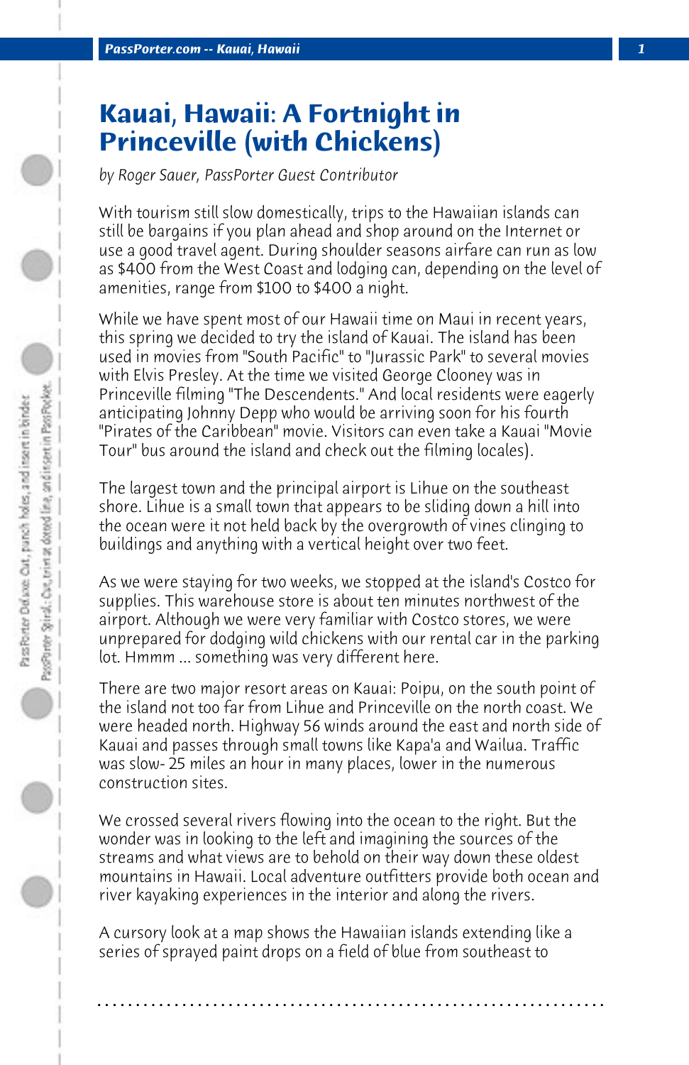# Kauai, Hawaii: A Fortnight in Princeville (with Chickens)

*by Roger Sauer, PassPorter Guest Contributor*

With tourism still slow domestically, trips to the Hawaiian islands can still be bargains if you plan ahead and shop around on the Internet or use a good travel agent. During shoulder seasons airfare can run as low as $400 from the West Coast and lodging can, depending on the level of amenities, range from $100 to $400 a night.

While we have spent most of our Hawaii time on Maui in recent years, this spring we decided to try the island of Kauai. The island has been used in movies from "South Pacific" to "Jurassic Park" to several movies with Elvis Presley. At the time we visited George Clooney was in Princeville filming "The Descendents." And local residents were eagerly anticipating Johnny Depp who would be arriving soon for his fourth "Pirates of the Caribbean" movie. Visitors can even take a Kauai "Movie Tour" bus around the island and check out the filming locales).

The largest town and the principal airport is Lihue on the southeast shore. Lihue is a small town that appears to be sliding down a hill into the ocean were it not held back by the overgrowth of vines clinging to buildings and anything with a vertical height over two feet.

As we were staying for two weeks, we stopped at the island's Costco for supplies. This warehouse store is about ten minutes northwest of the airport. Although we were very familiar with Costco stores, we were unprepared for dodging wild chickens with our rental car in the parking lot. Hmmm ... something was very different here.

There are two major resort areas on Kauai: Poipu, on the south point of the island not too far from Lihue and Princeville on the north coast. We were headed north. Highway 56 winds around the east and north side of Kauai and passes through small towns like Kapa'a and Wailua. Traffic was slow- 25 miles an hour in many places, lower in the numerous construction sites.

We crossed several rivers flowing into the ocean to the right. But the wonder was in looking to the left and imagining the sources of the streams and what views are to behold on their way down these oldest mountains in Hawaii. Local adventure outfitters provide both ocean and river kayaking experiences in the interior and along the rivers.

A cursory look at a map shows the Hawaiian islands extending like a series of sprayed paint drops on a field of blue from southeast to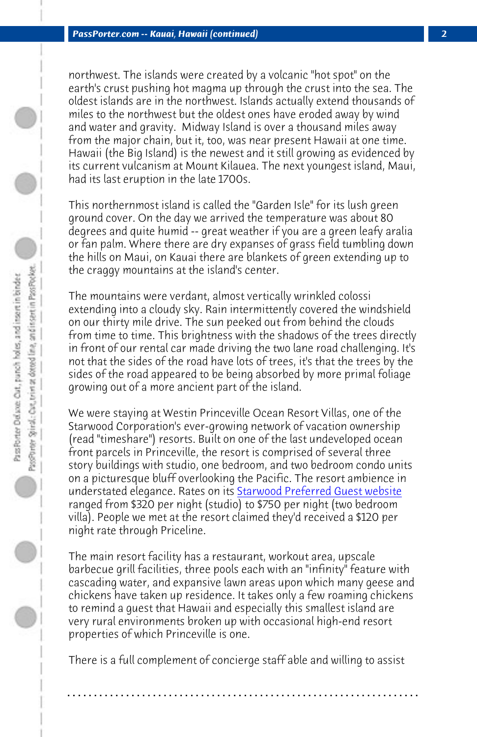northwest. The islands were created by a volcanic "hot spot" on the earth's crust pushing hot magma up through the crust into the sea. The oldest islands are in the northwest. Islands actually extend thousands of miles to the northwest but the oldest ones have eroded away by wind and water and gravity.  Midway Island is over a thousand miles away from the major chain, but it, too, was near present Hawaii at one time. Hawaii (the Big Island) is the newest and it still growing as evidenced by its current vulcanism at Mount Kilauea. The next youngest island, Maui, had its last eruption in the late 1700s.

This northernmost island is called the "Garden Isle" for its lush green ground cover. On the day we arrived the temperature was about 80 degrees and quite humid -- great weather if you are a green leafy aralia or fan palm. Where there are dry expanses of grass field tumbling down the hills on Maui, on Kauai there are blankets of green extending up to the craggy mountains at the island's center.

The mountains were verdant, almost vertically wrinkled colossi extending into a cloudy sky. Rain intermittently covered the windshield on our thirty mile drive. The sun peeked out from behind the clouds from time to time. This brightness with the shadows of the trees directly in front of our rental car made driving the two lane road challenging. It's not that the sides of the road have lots of trees, it's that the trees by the sides of the road appeared to be being absorbed by more primal foliage growing out of a more ancient part of the island.

We were staying at Westin Princeville Ocean Resort Villas, one of the Starwood Corporation's ever-growing network of vacation ownership (read "timeshare") resorts. Built on one of the last undeveloped ocean front parcels in Princeville, the resort is comprised of several three story buildings with studio, one bedroom, and two bedroom condo units on a picturesque bluff overlooking the Pacific. The resort ambience in understated elegance. Rates on its Starwood Preferred Guest website ranged from $320 per night (studio) to $750 per night (two bedroom villa). People we met at the resort claimed they'd received a $120 per night rate through Priceline.

The main resort facility has a restaurant, workout area, upscale barbecue grill facilities, three pools each with an "infinity" feature with cascading water, and expansive lawn areas upon which many geese and chickens have taken up residence. It takes only a few roaming chickens to remind a guest that Hawaii and especially this smallest island are very rural environments broken up with occasional high-end resort properties of which Princeville is one.

There is a full complement of concierge staff able and willing to assist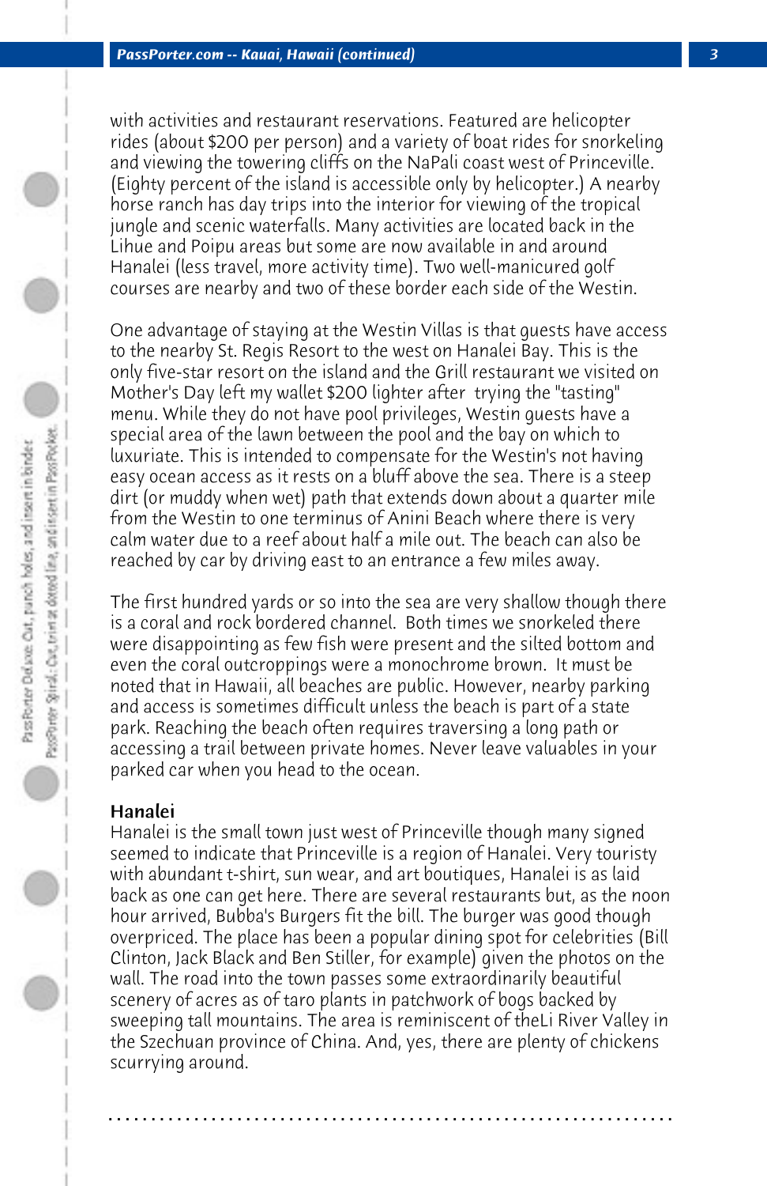with activities and restaurant reservations. Featured are helicopter rides (about $200 per person) and a variety of boat rides for snorkeling and viewing the towering cliffs on the NaPali coast west of Princeville. (Eighty percent of the island is accessible only by helicopter.) A nearby horse ranch has day trips into the interior for viewing of the tropical jungle and scenic waterfalls. Many activities are located back in the Lihue and Poipu areas but some are now available in and around Hanalei (less travel, more activity time). Two well-manicured golf courses are nearby and two of these border each side of the Westin.

One advantage of staying at the Westin Villas is that guests have access to the nearby St. Regis Resort to the west on Hanalei Bay. This is the only five-star resort on the island and the Grill restaurant we visited on Mother's Day left my wallet $200 lighter after trying the "tasting" menu. While they do not have pool privileges, Westin guests have a special area of the lawn between the pool and the bay on which to luxuriate. This is intended to compensate for the Westin's not having easy ocean access as it rests on a bluff above the sea. There is a steep dirt (or muddy when wet) path that extends down about a quarter mile from the Westin to one terminus of Anini Beach where there is very calm water due to a reef about half a mile out. The beach can also be reached by car by driving east to an entrance a few miles away.

The first hundred yards or so into the sea are very shallow though there is a coral and rock bordered channel. Both times we snorkeled there were disappointing as few fish were present and the silted bottom and even the coral outcroppings were a monochrome brown. It must be noted that in Hawaii, all beaches are public. However, nearby parking and access is sometimes difficult unless the beach is part of a state park. Reaching the beach often requires traversing a long path or accessing a trail between private homes. Never leave valuables in your parked car when you head to the ocean.

**Hanalei**

Hanalei is the small town just west of Princeville though many signed seemed to indicate that Princeville is a region of Hanalei. Very touristy with abundant t-shirt, sun wear, and art boutiques, Hanalei is as laid back as one can get here. There are several restaurants but, as the noon hour arrived, Bubba's Burgers fit the bill. The burger was good though overpriced. The place has been a popular dining spot for celebrities (Bill Clinton, Jack Black and Ben Stiller, for example) given the photos on the wall. The road into the town passes some extraordinarily beautiful scenery of acres as of taro plants in patchwork of bogs backed by sweeping tall mountains. The area is reminiscent of theLi River Valley in the Szechuan province of China. And, yes, there are plenty of chickens scurrying around.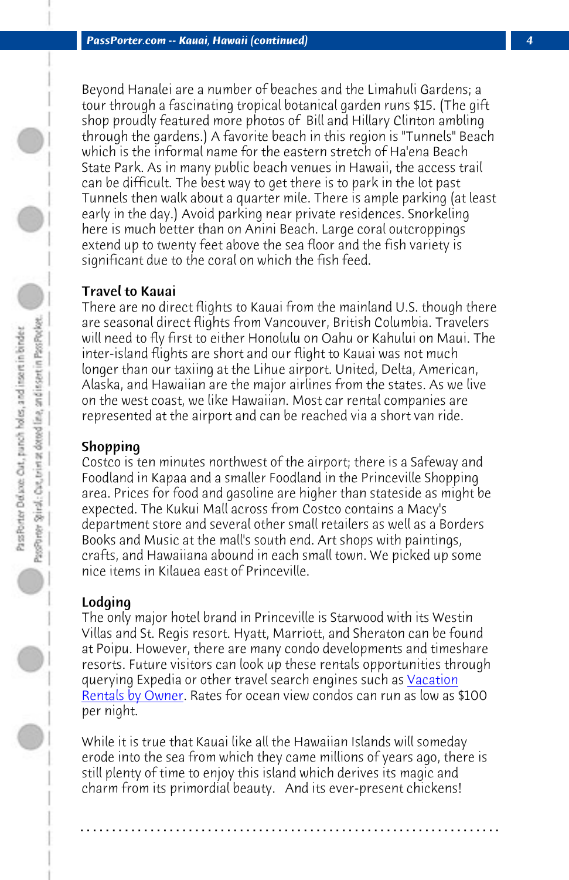Beyond Hanalei are a number of beaches and the Limahuli Gardens; a tour through a fascinating tropical botanical garden runs $15. (The gift shop proudly featured more photos of Bill and Hillary Clinton ambling through the gardens.) A favorite beach in this region is "Tunnels" Beach which is the informal name for the eastern stretch of Ha'ena Beach State Park. As in many public beach venues in Hawaii, the access trail can be difficult. The best way to get there is to park in the lot past Tunnels then walk about a quarter mile. There is ample parking (at least early in the day.) Avoid parking near private residences. Snorkeling here is much better than on Anini Beach. Large coral outcroppings extend up to twenty feet above the sea floor and the fish variety is significant due to the coral on which the fish feed.

**Travel to Kauai**
There are no direct flights to Kauai from the mainland U.S. though there are seasonal direct flights from Vancouver, British Columbia. Travelers will need to fly first to either Honolulu on Oahu or Kahului on Maui. The inter-island flights are short and our flight to Kauai was not much longer than our taxiing at the Lihue airport. United, Delta, American, Alaska, and Hawaiian are the major airlines from the states. As we live on the west coast, we like Hawaiian. Most car rental companies are represented at the airport and can be reached via a short van ride.

**Shopping**
Costco is ten minutes northwest of the airport; there is a Safeway and Foodland in Kapaa and a smaller Foodland in the Princeville Shopping area. Prices for food and gasoline are higher than stateside as might be expected. The Kukui Mall across from Costco contains a Macy's department store and several other small retailers as well as a Borders Books and Music at the mall's south end. Art shops with paintings, crafts, and Hawaiiana abound in each small town. We picked up some nice items in Kilauea east of Princeville.

**Lodging**
The only major hotel brand in Princeville is Starwood with its Westin Villas and St. Regis resort. Hyatt, Marriott, and Sheraton can be found at Poipu. However, there are many condo developments and timeshare resorts. Future visitors can look up these rentals opportunities through querying Expedia or other travel search engines such as Vacation Rentals by Owner. Rates for ocean view condos can run as low as $100 per night.

While it is true that Kauai like all the Hawaiian Islands will someday erode into the sea from which they came millions of years ago, there is still plenty of time to enjoy this island which derives its magic and charm from its primordial beauty. And its ever-present chickens!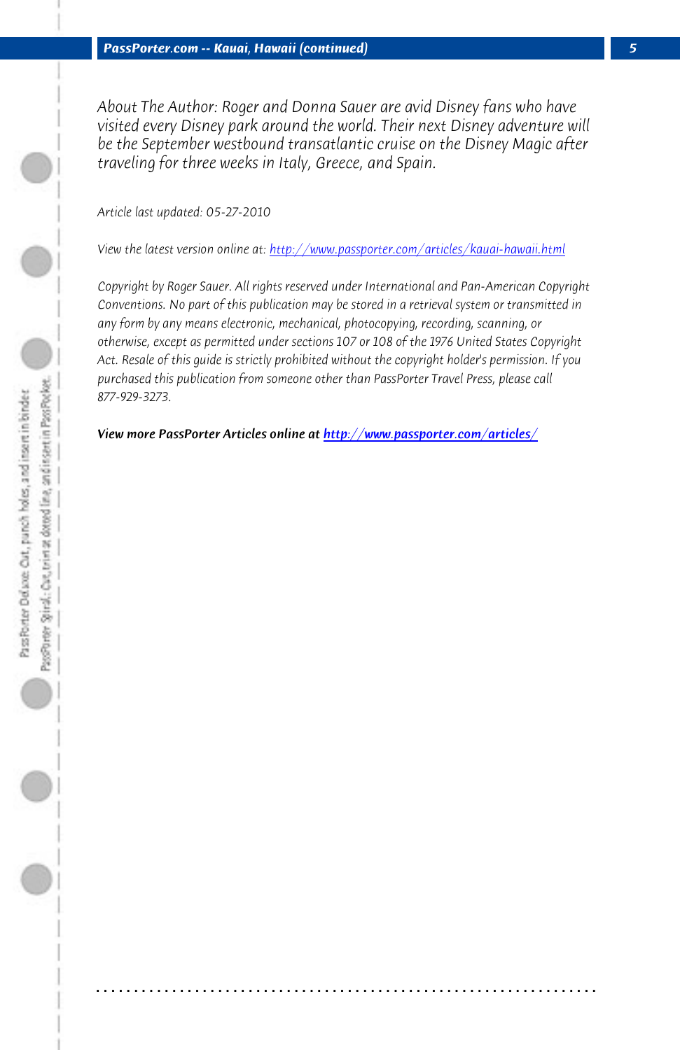*About The Author: Roger and Donna Sauer are avid Disney fans who have visited every Disney park around the world. Their next Disney adventure will be the September westbound transatlantic cruise on the Disney Magic after traveling for three weeks in Italy, Greece, and Spain.*

*Article last updated: 05-27-2010*

*View the latest version online at: [http://www.passporter.com/articles/kauai-hawaii.html](http://www.passporter.com/articles/kauai-hawaii.html)*

*Copyright by Roger Sauer. All rights reserved under International and Pan-American Copyright Conventions. No part of this publication may be stored in a retrieval system or transmitted in any form by any means electronic, mechanical, photocopying, recording, scanning, or otherwise, except as permitted under sections 107 or 108 of the 1976 United States Copyright Act. Resale of this guide is strictly prohibited without the copyright holder's permission. If you purchased this publication from someone other than PassPorter Travel Press, please call 877-929-3273.*

***View more PassPorter Articles online at [http://www.passporter.com/articles/](http://www.passporter.com/articles/)***